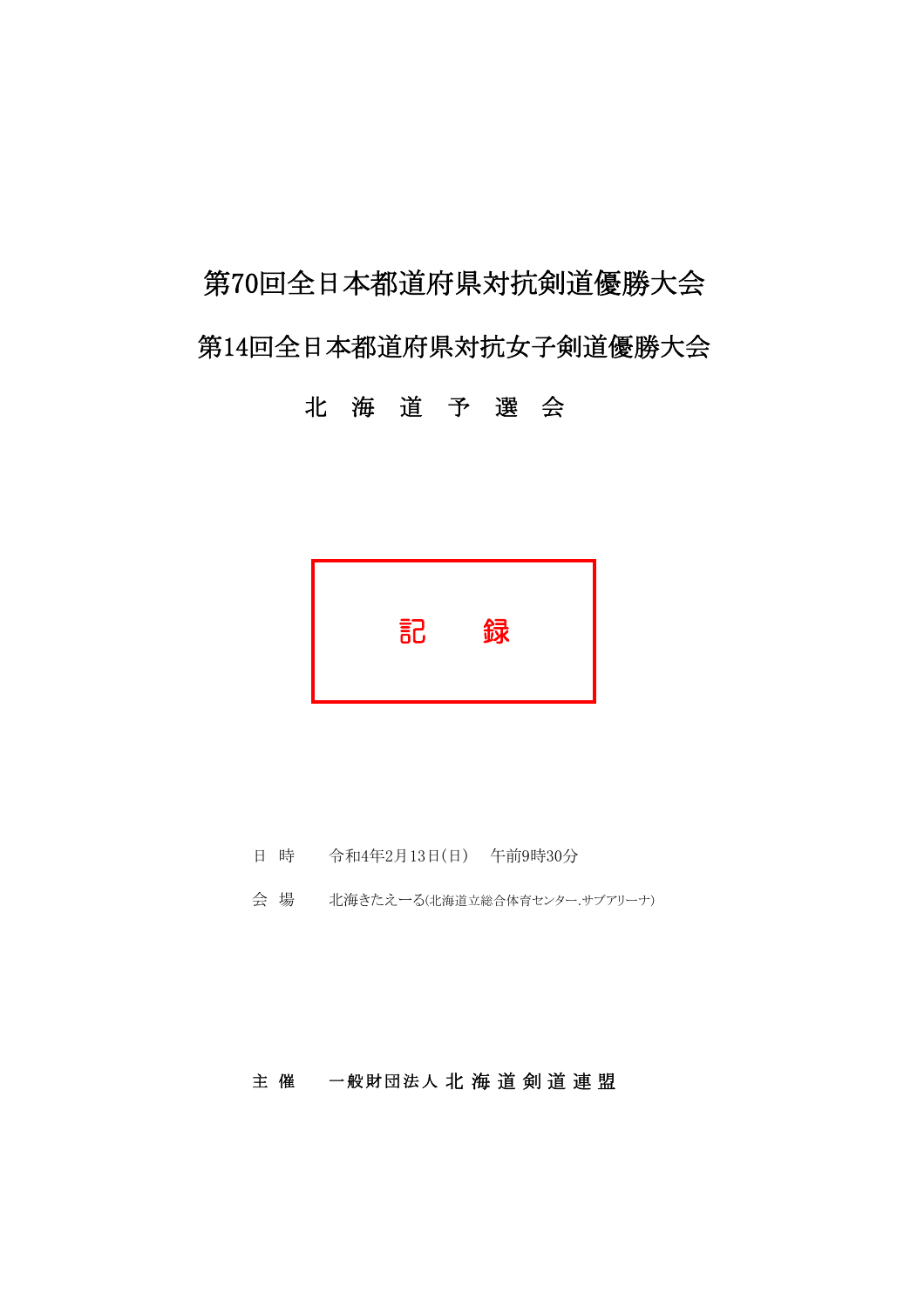# 第70回全日本都道府県対抗剣道優勝大会

# 第14回全日本都道府県対抗女子剣道優勝大会

## 北 海 道 予 選 会

**記　　録**

日 時　　令和4年2月13日(日)　午前9時30分

会 場　　北海きたえーる(北海道立総合体育センター.サブアリーナ)

主 催　　一般財団法人 北 海 道 剣 道 連 盟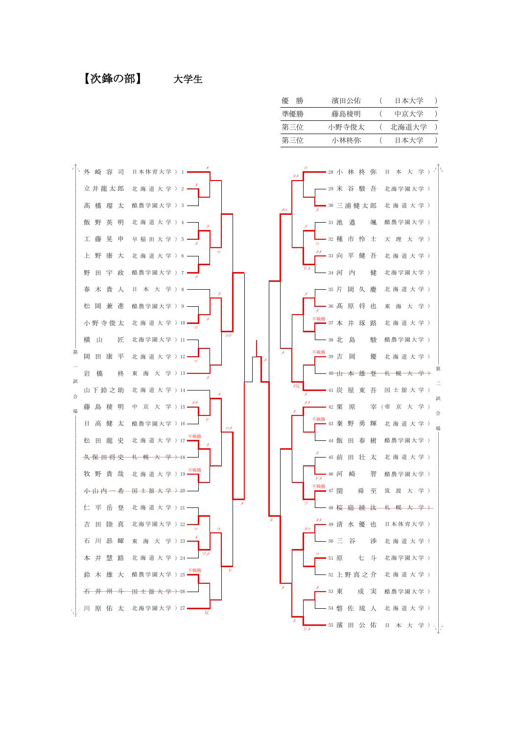# 【次鋒の部】　　大学生

| | | |
|---|---|---|
| 優　勝 | 濱田公佑 | （　日本大学　） |
| 準優勝 | 藤島稜明 | （　中京大学　） |
| 第三位 | 小野寺俊太 | （　北海道大学　） |
| 第三位 | 小林柊弥 | （　日本大学　） |

**第一試合場**

| No. | 氏名 | 所属 |
|---|---|---|
| 1 | 外崎容司 | 日本体育大学 |
| 2 | 立井龍太郎 | 北海道大学 |
| 3 | 髙橋瑠太 | 酪農学園大学 |
| 4 | 飯野英明 | 北海道大学 |
| 5 | 工藤晃申 | 早稲田大学 |
| 6 | 上野康大 | 北海道大学 |
| 7 | 野田宇政 | 酪農学園大学 |
| 8 | 春木貴人 | 日本大学 |
| 9 | 松岡兼進 | 酪農学園大学 |
| 10 | 小野寺俊太 | 北海道大学 |
| 11 | 横山匠 | 北海学園大学 |
| 12 | 岡田康平 | 北海道大学 |
| 13 | 岩橋柊 | 東海大学 |
| 14 | 山下鈴之助 | 北海道大学 |
| 15 | 藤島稜明 | 中京大学 |
| 16 | 日高健太 | 酪農学園大学 |
| 17 | 松田龍史 | 北海道大学 |
| 18 | ~~久保田将史~~ | ~~札幌大学~~ |
| 19 | 牧野貴哉 | 北海道大学 |
| 20 | ~~小山内一希~~ | ~~国士舘大学~~ |
| 21 | 仁平岳登 | 北海道大学 |
| 22 | 吉田陸真 | 北海学園大学 |
| 23 | 石川昴暉 | 東海大学 |
| 24 | 本井慧路 | 北海道大学 |
| 25 | 鈴木雄大 | 酪農学園大学 |
| 26 | ~~石井州斗~~ | ~~国士舘大学~~ |
| 27 | 川原佑太 | 北海学園大学 |

**第二試合場**

| No. | 氏名 | 所属 |
|---|---|---|
| 28 | 小林柊弥 | 日本大学 |
| 29 | 米谷駿吾 | 北海学園大学 |
| 30 | 三浦健太郎 | 北海道大学 |
| 31 | 池邉颯 | 酪農学園大学 |
| 32 | 種市怜士 | 天理大学 |
| 33 | 向平健吾 | 北海道大学 |
| 34 | 河内健 | 北海学園大学 |
| 35 | 片岡久慶 | 北海道大学 |
| 36 | 髙原将也 | 東海大学 |
| 37 | 本井琢路 | 北海道大学 |
| 38 | 北島駿 | 酪農学園大学 |
| 39 | 吉岡優 | 北海道大学 |
| 40 | ~~山本雄登~~ | ~~札幌大学~~ |
| 41 | 炭屋東吾 | 国士舘大学 |
| 42 | 栗原宰 | 帝京大学 |
| 43 | 秦野勇輝 | 北海道大学 |
| 44 | 飯田春樹 | 酪農学園大学 |
| 45 | 前田壮太 | 北海道大学 |
| 46 | 河崎智 | 酪農学園大学 |
| 47 | 関舜至 | 筑波大学 |
| 48 | ~~桜庭綾汰~~ | ~~札幌大学~~ |
| 49 | 清水優也 | 日本体育大学 |
| 50 | 三谷渉 | 北海道大学 |
| 51 | 原七斗 | 北海学園大学 |
| 52 | 上野真之介 | 北海道大学 |
| 53 | 東成実 | 酪農学園大学 |
| 54 | 磐佐琉人 | 北海道大学 |
| 55 | 濱田公佑 | 日本大学 |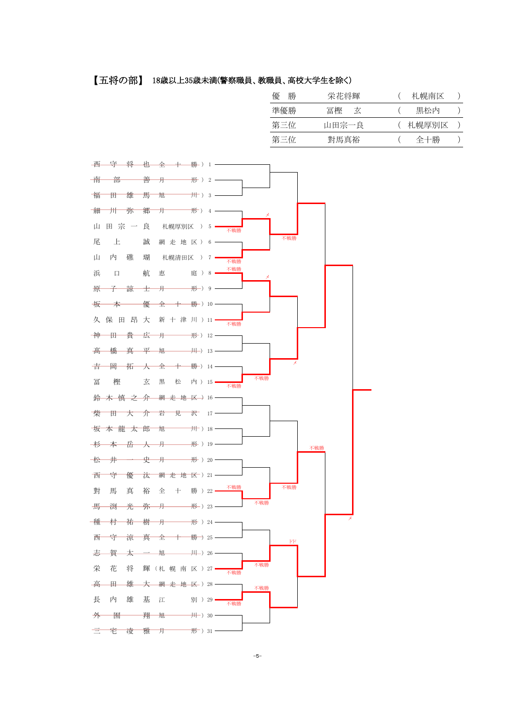## 【五将の部】 18歳以上35歳未満(警察職員、教職員、高校大学生を除く)

| 優　勝 | 栄花将輝 | （　札幌南区　） |
|---|---|---|
| 準優勝 | 冨樫　玄 | （　黒松内　） |
| 第三位 | 山田宗一良 | （　札幌厚別区　） |
| 第三位 | 對馬真裕 | （　全十勝　） |

1. ~~西守将也（全十勝）~~
2. ~~南部善（月形）~~
3. ~~福田雄馬（旭川）~~
4. ~~細川弥郷（月形）~~
5. 山田宗一良（札幌厚別区）
6. 尾上誠（網走地区）
7. 山内礁瑚（札幌清田区）
8. 浜口航恵（庭）
9. ~~原子諒士（月形）~~
10. ~~坂本優（全十勝）~~
11. 久保田昂大（新十津川）
12. ~~神田貴広（月形）~~
13. ~~髙橋真平（旭川）~~
14. ~~吉岡拓人（全十勝）~~
15. 冨樫玄（黒松内）
16. ~~鈴木慎之介（網走地区）~~
17. ~~柴田大介（岩見沢）~~
18. ~~坂本龍太郎（旭川）~~
19. ~~杉本岳人（月形）~~
20. ~~松井一史（月形）~~
21. ~~西守優汰（網走地区）~~
22. 對馬真裕（全十勝）
23. ~~馬渕光弥（月形）~~
24. ~~種村祐樹（月形）~~
25. 西守涼真（全十勝）
26. ~~志賀太一（旭川）~~
27. 栄花将輝（札幌南区）
28. ~~高田雄大（網走地区）~~
29. 長内雄基（江別）
30. ~~外囿翔（旭川）~~
31. ~~三宅凌雅（月形）~~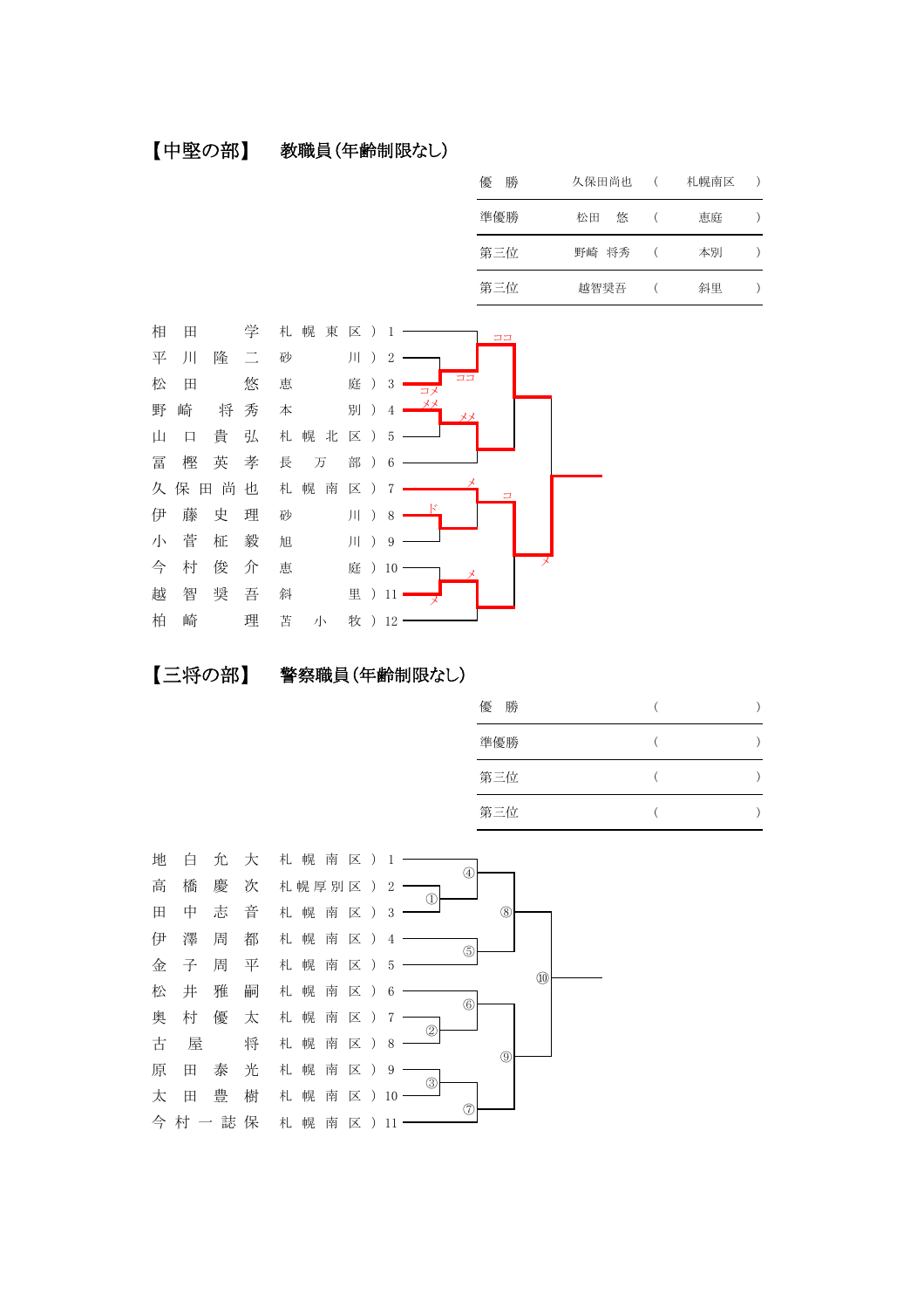## 【中堅の部】　教職員（年齢制限なし）

| | | | |
|---|---|---|---|
| 優　勝 | 久保田尚也 | （札幌南区） | |
| 準優勝 | 松田　悠 | （恵庭） | |
| 第三位 | 野崎　将秀 | （本別） | |
| 第三位 | 越智奨吾 | （斜里） | |

| No. | 氏名 | 所属 |
|---|---|---|
| 1 | 相田　学 | 札幌東区 |
| 2 | 平川隆二 | 砂川 |
| 3 | 松田　悠 | 恵庭 |
| 4 | 野崎　将秀 | 本別 |
| 5 | 山口貴弘 | 札幌北区 |
| 6 | 冨樫英孝 | 長万部 |
| 7 | 久保田尚也 | 札幌南区 |
| 8 | 伊藤史理 | 砂川 |
| 9 | 小菅柾毅 | 旭川 |
| 10 | 今村俊介 | 恵庭 |
| 11 | 越智奨吾 | 斜里 |
| 12 | 柏崎　理 | 苫小牧 |

## 【三将の部】　警察職員（年齢制限なし）

| | | |
|---|---|---|
| 優　勝 | （ | ） |
| 準優勝 | （ | ） |
| 第三位 | （ | ） |
| 第三位 | （ | ） |

| No. | 氏名 | 所属 |
|---|---|---|
| 1 | 地白允大 | 札幌南区 |
| 2 | 高橋慶次 | 札幌厚別区 |
| 3 | 田中志音 | 札幌南区 |
| 4 | 伊澤周都 | 札幌南区 |
| 5 | 金子周平 | 札幌南区 |
| 6 | 松井雅嗣 | 札幌南区 |
| 7 | 奥村優太 | 札幌南区 |
| 8 | 古屋　将 | 札幌南区 |
| 9 | 原田泰光 | 札幌南区 |
| 10 | 太田豊樹 | 札幌南区 |
| 11 | 今村一誌保 | 札幌南区 |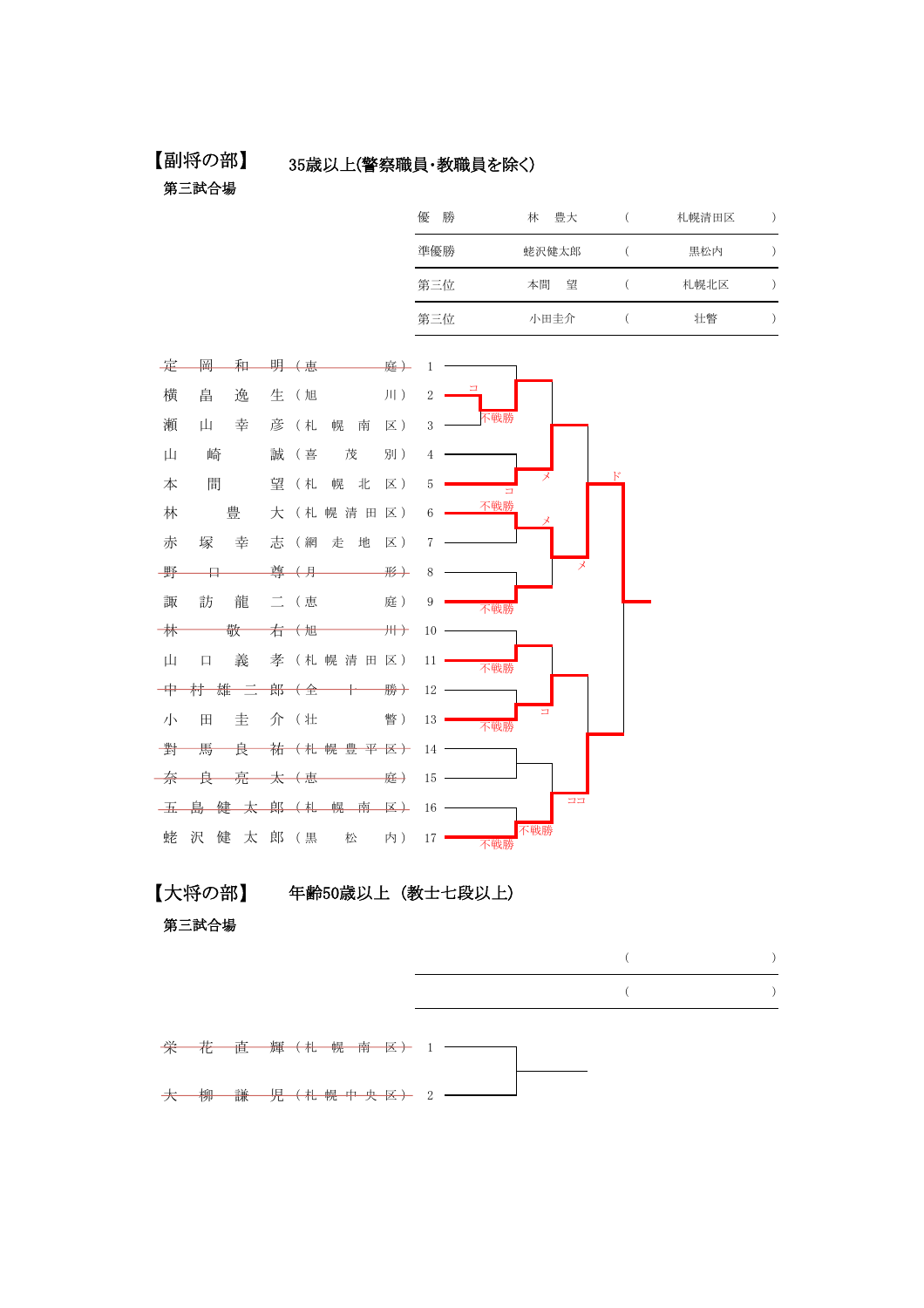## 【副将の部】　35歳以上(警察職員･教職員を除く)

第三試合場

| 優　勝 | 林　豊大 | （ | 札幌清田区 | ） |
|---|---|---|---|---|
| 準優勝 | 蛇沢健太郎 | （ | 黒松内 | ） |
| 第三位 | 本間　望 | （ | 札幌北区 | ） |
| 第三位 | 小田圭介 | （ | 壮瞥 | ） |

| 番号 | 氏名 | 所属 |
|---|---|---|
| 1 | ~~定岡和明~~ | ~~（恵庭）~~ |
| 2 | 横畠逸生 | （旭川） |
| 3 | 瀬山幸彦 | （札幌南区） |
| 4 | 山崎誠 | （喜茂別） |
| 5 | 本間望 | （札幌北区） |
| 6 | 林豊大 | （札幌清田区） |
| 7 | 赤塚幸志 | （網走地区） |
| 8 | ~~野口尊~~ | ~~（月形）~~ |
| 9 | 諏訪龍二 | （恵庭） |
| 10 | ~~林敬右~~ | ~~（旭川）~~ |
| 11 | 山口義孝 | （札幌清田区） |
| 12 | ~~中村雄二郎~~ | ~~（全十勝）~~ |
| 13 | 小田圭介 | （壮瞥） |
| 14 | ~~對馬良祐~~ | ~~（札幌豊平区）~~ |
| 15 | ~~奈良亮太~~ | ~~（恵庭）~~ |
| 16 | ~~五島健太郎~~ | ~~（札幌南区）~~ |
| 17 | 蛇沢健太郎 | （黒松内） |

## 【大将の部】　年齢50歳以上（教士七段以上）

第三試合場

|  |  | （ |  | ） |
|---|---|---|---|---|
|  |  | （ |  | ） |

| 番号 | 氏名 | 所属 |
|---|---|---|
| 1 | ~~栄花直輝~~ | ~~（札幌南区）~~ |
| 2 | ~~大柳謙児~~ | ~~（札幌中央区）~~ |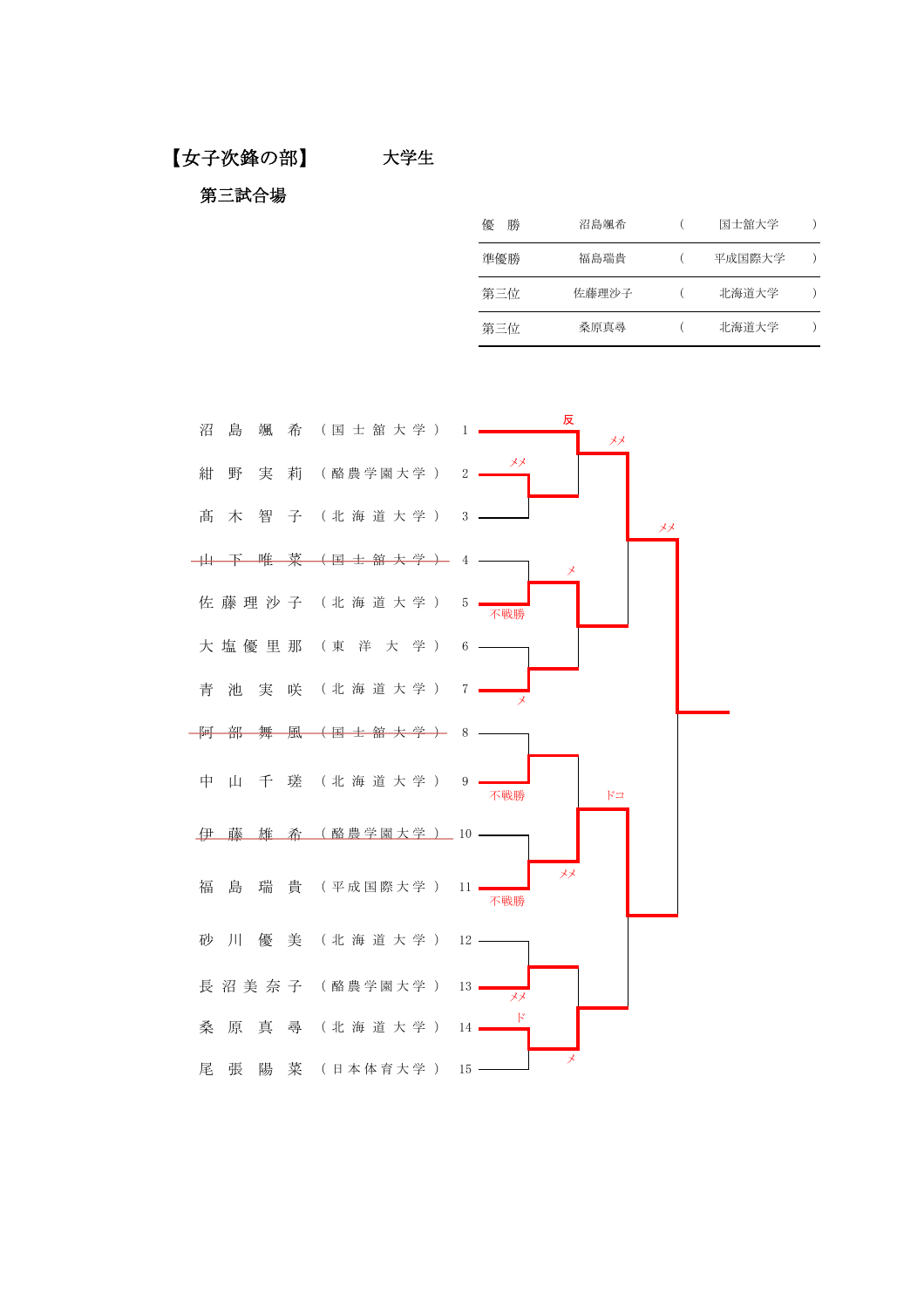## 【女子次鋒の部】　大学生

### 第三試合場

| | | | |
|---|---|---|---|
| 優　勝 | 沼島颯希 | （ | 国士舘大学　） |
| 準優勝 | 福島瑞貴 | （ | 平成国際大学　） |
| 第三位 | 佐藤理沙子 | （ | 北海道大学　） |
| 第三位 | 桑原真尋 | （ | 北海道大学　） |

| No. | 氏名 | 所属 |
|---|---|---|
| 1 | 沼島颯希 | （国士舘大学） |
| 2 | 紺野実莉 | （酪農学園大学） |
| 3 | 髙木智子 | （北海道大学） |
| 4 | ~~山下唯菜~~ | ~~（国士舘大学）~~ |
| 5 | 佐藤理沙子 | （北海道大学） |
| 6 | 大塩優里那 | （東洋大学） |
| 7 | 青池実咲 | （北海道大学） |
| 8 | ~~阿部舞風~~ | ~~（国士舘大学）~~ |
| 9 | 中山千瑳 | （北海道大学） |
| 10 | ~~伊藤雄希~~ | ~~（酪農学園大学）~~ |
| 11 | 福島瑞貴 | （平成国際大学） |
| 12 | 砂川優美 | （北海道大学） |
| 13 | 長沼美奈子 | （酪農学園大学） |
| 14 | 桑原真尋 | （北海道大学） |
| 15 | 尾張陽菜 | （日本体育大学） |

トーナメント表記: 反、メメ、メメ、メ、不戦勝、メ、メメ、不戦勝、ドコ、メメ、不戦勝、メメ、ド、メ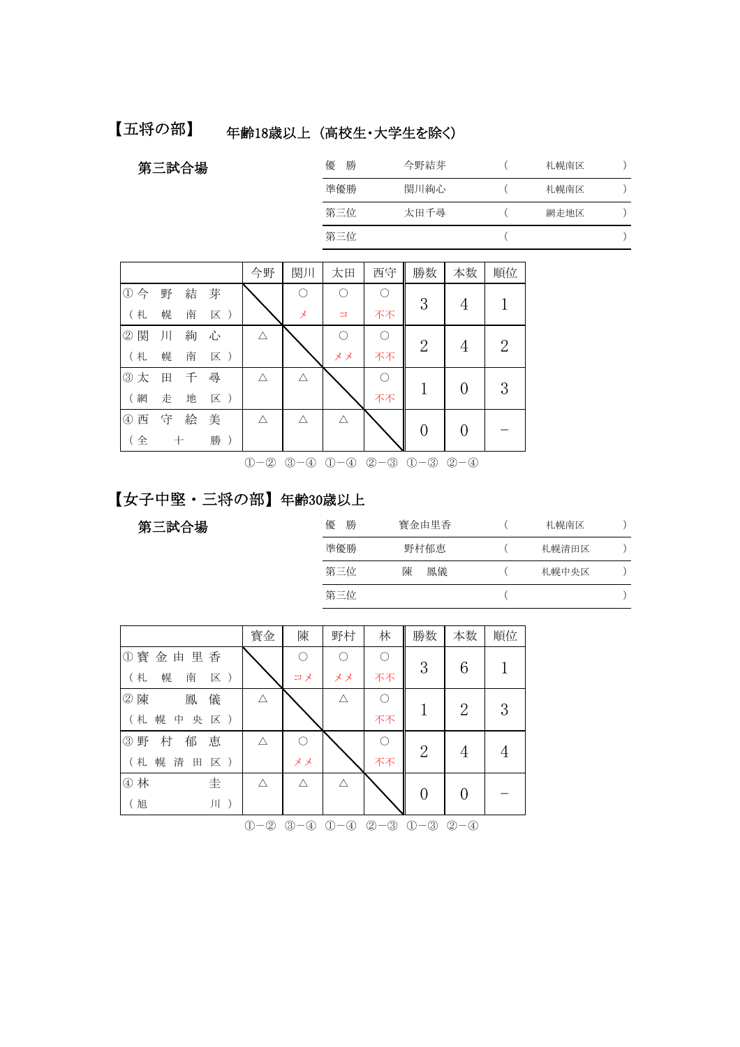## 【五将の部】 年齢18歳以上（高校生・大学生を除く）

### 第三試合場

| | | | |
|---|---|---|---|
| 優　勝 | 今野結芽 | （ | 札幌南区 ） |
| 準優勝 | 関川絢心 | （ | 札幌南区 ） |
| 第三位 | 太田千尋 | （ | 網走地区 ） |
| 第三位 | | （ | ） |

| | 今野 | 関川 | 太田 | 西守 | 勝数 | 本数 | 順位 |
|---|---|---|---|---|---|---|---|
| ① 今野結芽（札幌南区） | ＼ | ○ メ | ○ コ | ○ 不不 | 3 | 4 | 1 |
| ② 関川絢心（札幌南区） | △ | ＼ | ○ メメ | ○ 不不 | 2 | 4 | 2 |
| ③ 太田千尋（網走地区） | △ | △ | ＼ | ○ 不不 | 1 | 0 | 3 |
| ④ 西守絵美（全十勝） | △ | △ | △ | ＼ | 0 | 0 | － |

①－②　③－④　①－④　②－③　①－③　②－④

## 【女子中堅・三将の部】 年齢30歳以上

### 第三試合場

| | | | |
|---|---|---|---|
| 優　勝 | 賓金由里香 | （ | 札幌南区 ） |
| 準優勝 | 野村郁恵 | （ | 札幌清田区 ） |
| 第三位 | 陳　鳳儀 | （ | 札幌中央区 ） |
| 第三位 | | （ | ） |

| | 賓金 | 陳 | 野村 | 林 | 勝数 | 本数 | 順位 |
|---|---|---|---|---|---|---|---|
| ① 賓金由里香（札幌南区） | ＼ | ○ コメ | ○ メメ | ○ 不不 | 3 | 6 | 1 |
| ② 陳　鳳儀（札幌中央区） | △ | ＼ | △ | ○ 不不 | 1 | 2 | 3 |
| ③ 野村郁恵（札幌清田区） | △ | ○ メメ | ＼ | ○ 不不 | 2 | 4 | 4 |
| ④ 林　圭（旭川） | △ | △ | △ | ＼ | 0 | 0 | － |

①－②　③－④　①－④　②－③　①－③　②－④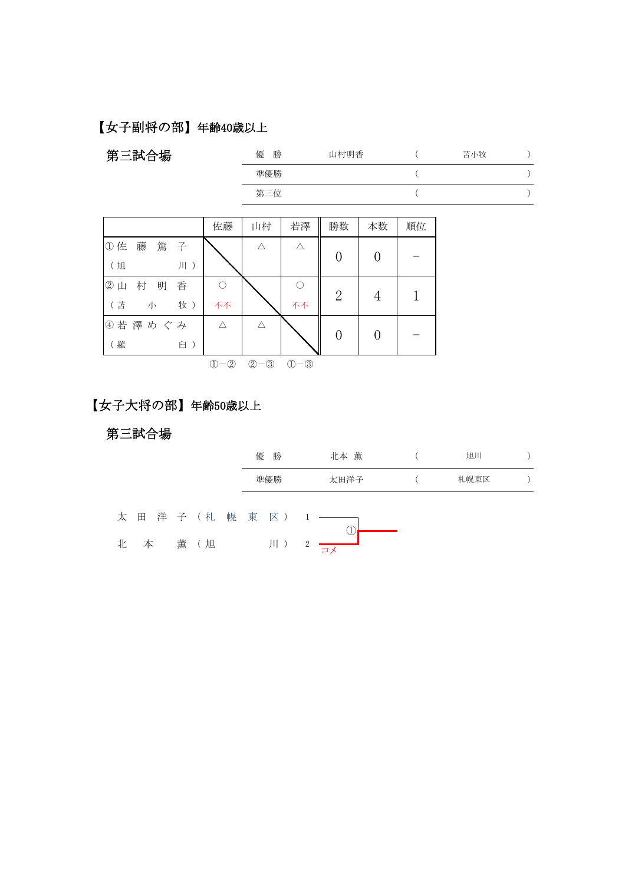## 【女子副将の部】年齢40歳以上

### 第三試合場

| | | | |
|---|---|---|---|
| 優　勝 | 山村明香 | （ | 苫小牧 ） |
| 準優勝 | | （ | ） |
| 第三位 | | （ | ） |

| | 佐藤 | 山村 | 若澤 | 勝数 | 本数 | 順位 |
|---|---|---|---|---|---|---|
| ① 佐藤篤子（旭川） | ＼ | △ | △ | 0 | 0 | － |
| ② 山村明香（苫小牧） | ○ 不不 | ＼ | ○ 不不 | 2 | 4 | 1 |
| ④ 若澤めぐみ（羅臼） | △ | △ | ＼ | 0 | 0 | － |
| | ①－② | ②－③ | ①－③ | | | |

## 【女子大将の部】年齢50歳以上

### 第三試合場

| | | | |
|---|---|---|---|
| 優　勝 | 北本　薫 | （ | 旭川 ） |
| 準優勝 | 太田洋子 | （ | 札幌東区 ） |

太田洋子（札幌東区） 1
北本　薫（旭川） 2 コメ

① 勝者：北本　薫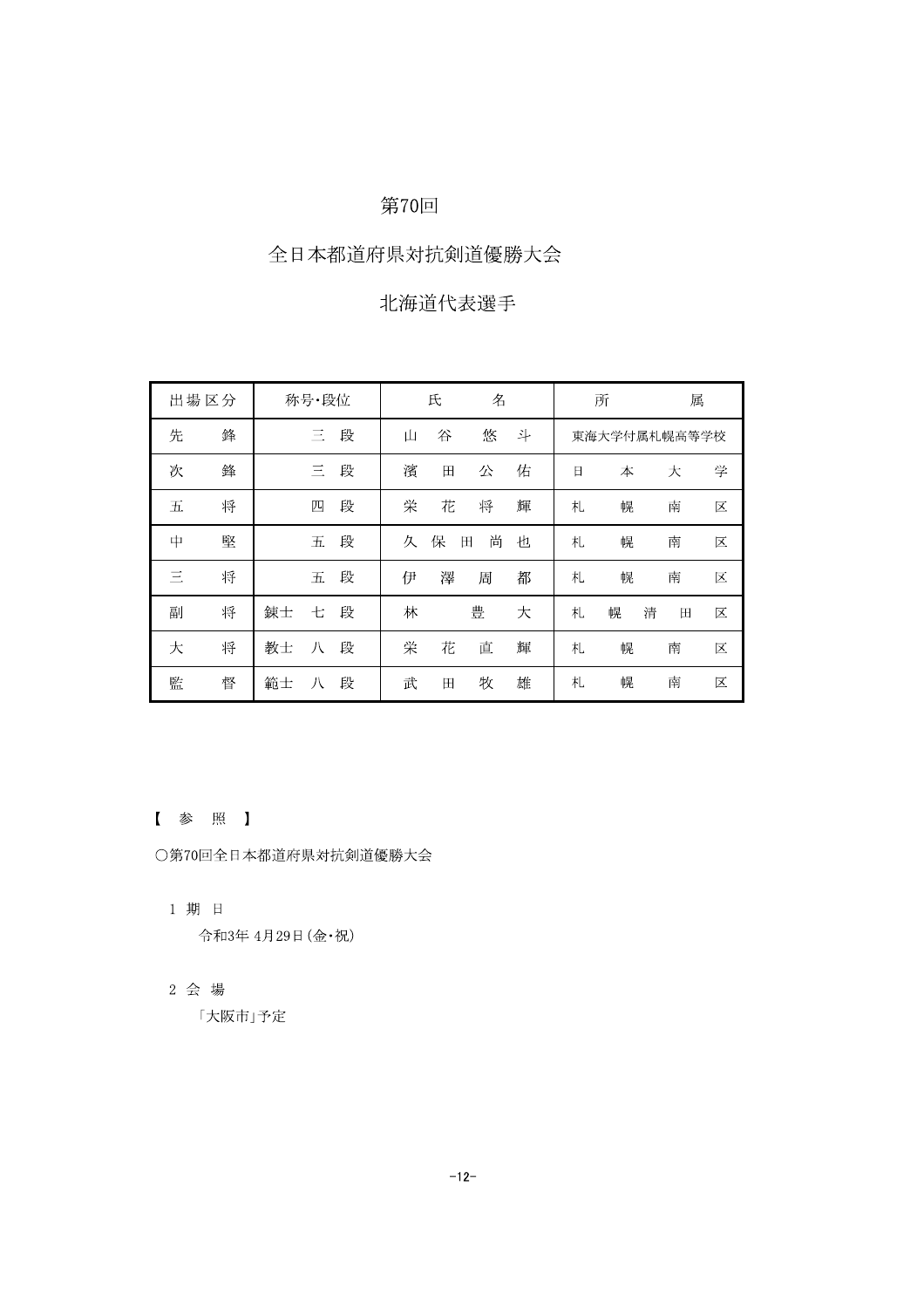# 第70回

## 全日本都道府県対抗剣道優勝大会

## 北海道代表選手

| 出場区分 | 称号・段位 | 氏名 | 所属 |
|---|---|---|---|
| 先鋒 | 三段 | 山谷悠斗 | 東海大学付属札幌高等学校 |
| 次鋒 | 三段 | 濱田公佑 | 日本大学 |
| 五将 | 四段 | 栄花将輝 | 札幌南区 |
| 中堅 | 五段 | 久保田尚也 | 札幌南区 |
| 三将 | 五段 | 伊澤周都 | 札幌南区 |
| 副将 | 錬士 七段 | 林豊大 | 札幌清田区 |
| 大将 | 教士 八段 | 栄花直輝 | 札幌南区 |
| 監督 | 範士 八段 | 武田牧雄 | 札幌南区 |

【 参 照 】

○第70回全日本都道府県対抗剣道優勝大会

1 期 日

令和3年 4月29日(金・祝)

2 会 場

「大阪市」予定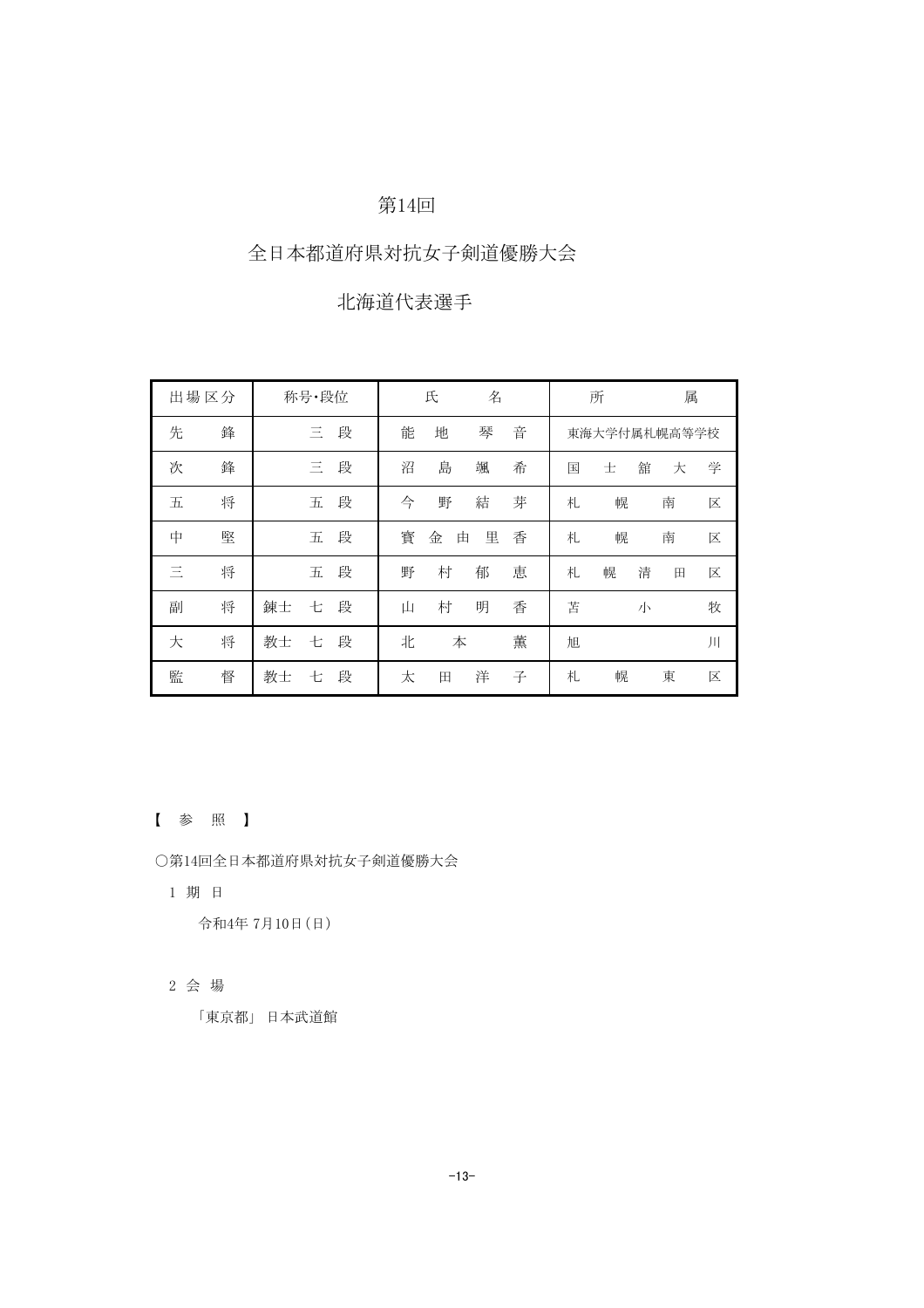# 第14回

# 全日本都道府県対抗女子剣道優勝大会

# 北海道代表選手

| 出場区分 | 称号・段位 | 氏名 | 所属 |
| --- | --- | --- | --- |
| 先鋒 | 三段 | 能地琴音 | 東海大学付属札幌高等学校 |
| 次鋒 | 三段 | 沼島颯希 | 国士舘大学 |
| 五将 | 五段 | 今野結芽 | 札幌南区 |
| 中堅 | 五段 | 賽金由里香 | 札幌南区 |
| 三将 | 五段 | 野村郁恵 | 札幌清田区 |
| 副将 | 錬士 七段 | 山村明香 | 苫小牧 |
| 大将 | 教士 七段 | 北本薫 | 旭川 |
| 監督 | 教士 七段 | 太田洋子 | 札幌東区 |

【 参 照 】

○第14回全日本都道府県対抗女子剣道優勝大会

1 期 日

令和4年 7月10日(日)

2 会 場

「東京都」 日本武道館